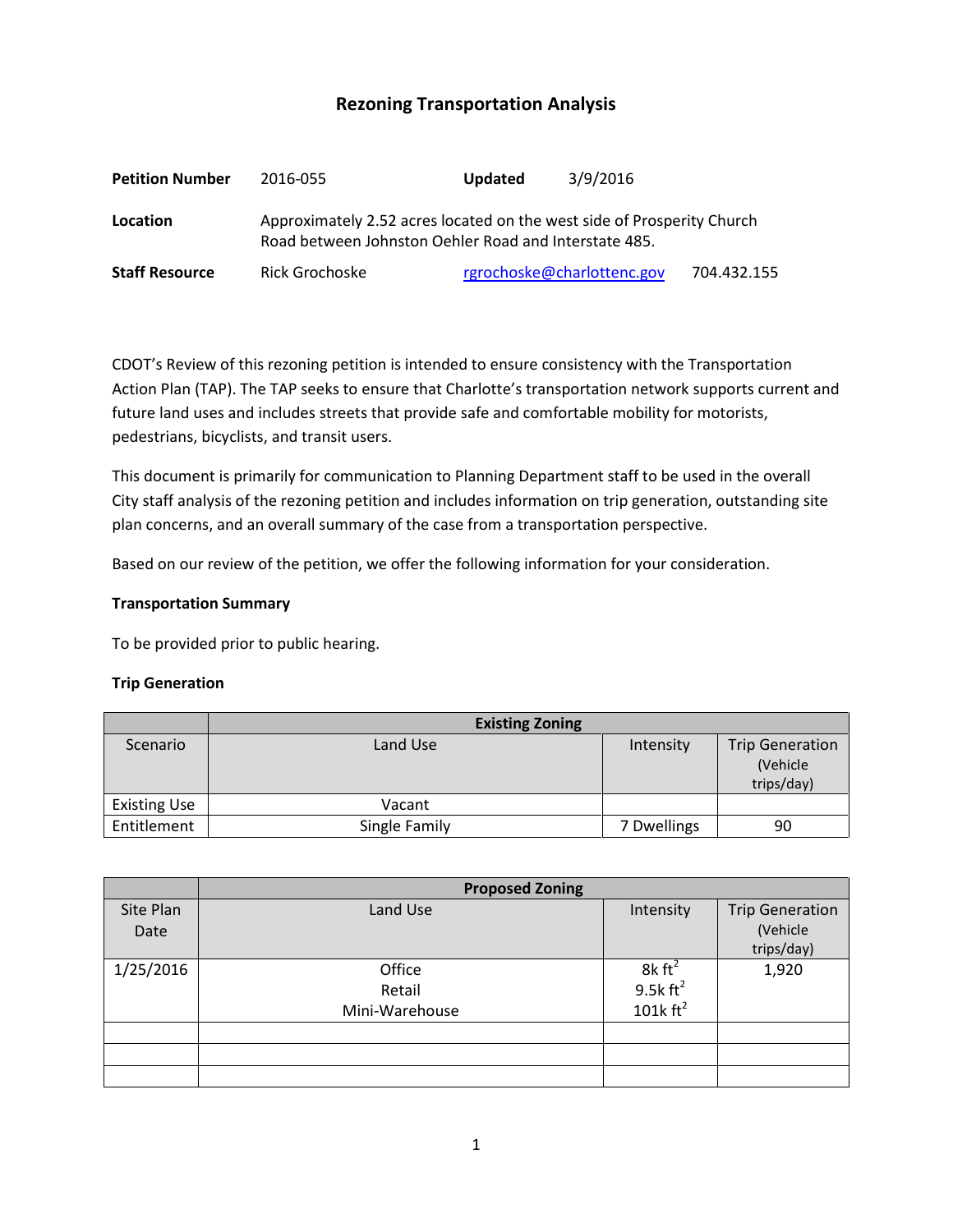## Rezoning Transportation Analysis

| | | | |
|---|---|---|---|
| **Petition Number** | 2016-055 | **Updated** | 3/9/2016 |
| **Location** | Approximately 2.52 acres located on the west side of Prosperity Church Road between Johnston Oehler Road and Interstate 485. | | |
| **Staff Resource** | Rick Grochoske | rgrochoske@charlottenc.gov | 704.432.155 |

CDOT's Review of this rezoning petition is intended to ensure consistency with the Transportation Action Plan (TAP). The TAP seeks to ensure that Charlotte's transportation network supports current and future land uses and includes streets that provide safe and comfortable mobility for motorists, pedestrians, bicyclists, and transit users.

This document is primarily for communication to Planning Department staff to be used in the overall City staff analysis of the rezoning petition and includes information on trip generation, outstanding site plan concerns, and an overall summary of the case from a transportation perspective.

Based on our review of the petition, we offer the following information for your consideration.

**Transportation Summary**

To be provided prior to public hearing.

**Trip Generation**

| | Existing Zoning | | |
|---|---|---|---|
| Scenario | Land Use | Intensity | Trip Generation (Vehicle trips/day) |
| Existing Use | Vacant | | |
| Entitlement | Single Family | 7 Dwellings | 90 |

| | Proposed Zoning | | |
|---|---|---|---|
| Site Plan Date | Land Use | Intensity | Trip Generation (Vehicle trips/day) |
| 1/25/2016 | Office<br>Retail<br>Mini-Warehouse | 8k $ft^2$<br>9.5k $ft^2$<br>101k $ft^2$ | 1,920 |
| | | | |
| | | | |
| | | | |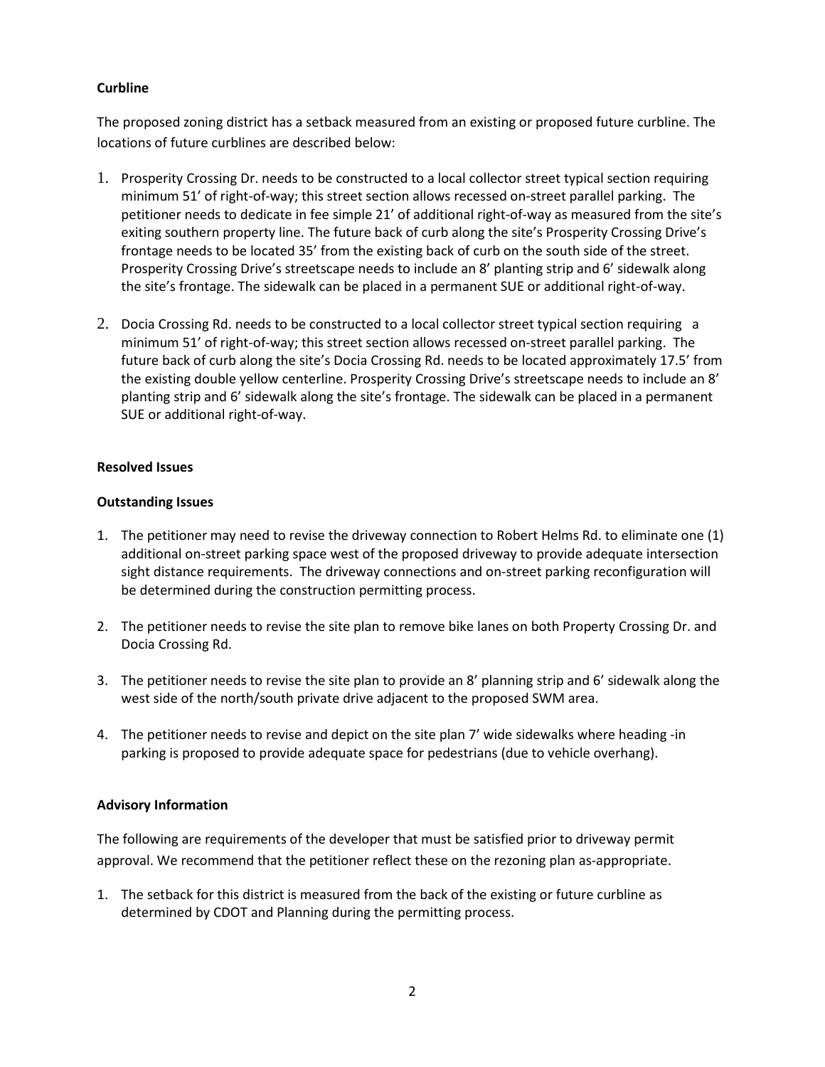**Curbline**

The proposed zoning district has a setback measured from an existing or proposed future curbline. The locations of future curblines are described below:

1. Prosperity Crossing Dr. needs to be constructed to a local collector street typical section requiring minimum 51' of right-of-way; this street section allows recessed on-street parallel parking. The petitioner needs to dedicate in fee simple 21' of additional right-of-way as measured from the site's exiting southern property line. The future back of curb along the site's Prosperity Crossing Drive's frontage needs to be located 35' from the existing back of curb on the south side of the street. Prosperity Crossing Drive's streetscape needs to include an 8' planting strip and 6' sidewalk along the site's frontage. The sidewalk can be placed in a permanent SUE or additional right-of-way.

2. Docia Crossing Rd. needs to be constructed to a local collector street typical section requiring a minimum 51' of right-of-way; this street section allows recessed on-street parallel parking. The future back of curb along the site's Docia Crossing Rd. needs to be located approximately 17.5' from the existing double yellow centerline. Prosperity Crossing Drive's streetscape needs to include an 8' planting strip and 6' sidewalk along the site's frontage. The sidewalk can be placed in a permanent SUE or additional right-of-way.

**Resolved Issues**

**Outstanding Issues**

1. The petitioner may need to revise the driveway connection to Robert Helms Rd. to eliminate one (1) additional on-street parking space west of the proposed driveway to provide adequate intersection sight distance requirements. The driveway connections and on-street parking reconfiguration will be determined during the construction permitting process.

2. The petitioner needs to revise the site plan to remove bike lanes on both Property Crossing Dr. and Docia Crossing Rd.

3. The petitioner needs to revise the site plan to provide an 8' planning strip and 6' sidewalk along the west side of the north/south private drive adjacent to the proposed SWM area.

4. The petitioner needs to revise and depict on the site plan 7' wide sidewalks where heading -in parking is proposed to provide adequate space for pedestrians (due to vehicle overhang).

**Advisory Information**

The following are requirements of the developer that must be satisfied prior to driveway permit approval. We recommend that the petitioner reflect these on the rezoning plan as-appropriate.

1. The setback for this district is measured from the back of the existing or future curbline as determined by CDOT and Planning during the permitting process.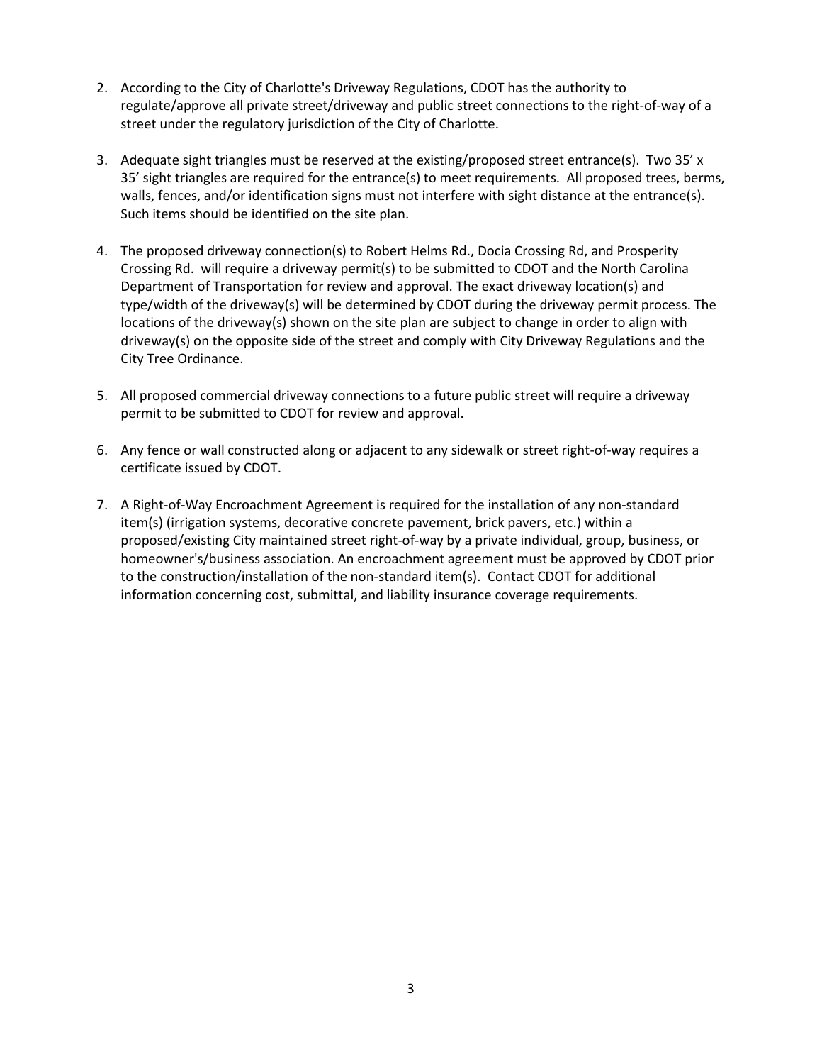2. According to the City of Charlotte's Driveway Regulations, CDOT has the authority to regulate/approve all private street/driveway and public street connections to the right-of-way of a street under the regulatory jurisdiction of the City of Charlotte.

3. Adequate sight triangles must be reserved at the existing/proposed street entrance(s). Two 35' x 35' sight triangles are required for the entrance(s) to meet requirements. All proposed trees, berms, walls, fences, and/or identification signs must not interfere with sight distance at the entrance(s). Such items should be identified on the site plan.

4. The proposed driveway connection(s) to Robert Helms Rd., Docia Crossing Rd, and Prosperity Crossing Rd. will require a driveway permit(s) to be submitted to CDOT and the North Carolina Department of Transportation for review and approval. The exact driveway location(s) and type/width of the driveway(s) will be determined by CDOT during the driveway permit process. The locations of the driveway(s) shown on the site plan are subject to change in order to align with driveway(s) on the opposite side of the street and comply with City Driveway Regulations and the City Tree Ordinance.

5. All proposed commercial driveway connections to a future public street will require a driveway permit to be submitted to CDOT for review and approval.

6. Any fence or wall constructed along or adjacent to any sidewalk or street right-of-way requires a certificate issued by CDOT.

7. A Right-of-Way Encroachment Agreement is required for the installation of any non-standard item(s) (irrigation systems, decorative concrete pavement, brick pavers, etc.) within a proposed/existing City maintained street right-of-way by a private individual, group, business, or homeowner's/business association. An encroachment agreement must be approved by CDOT prior to the construction/installation of the non-standard item(s). Contact CDOT for additional information concerning cost, submittal, and liability insurance coverage requirements.